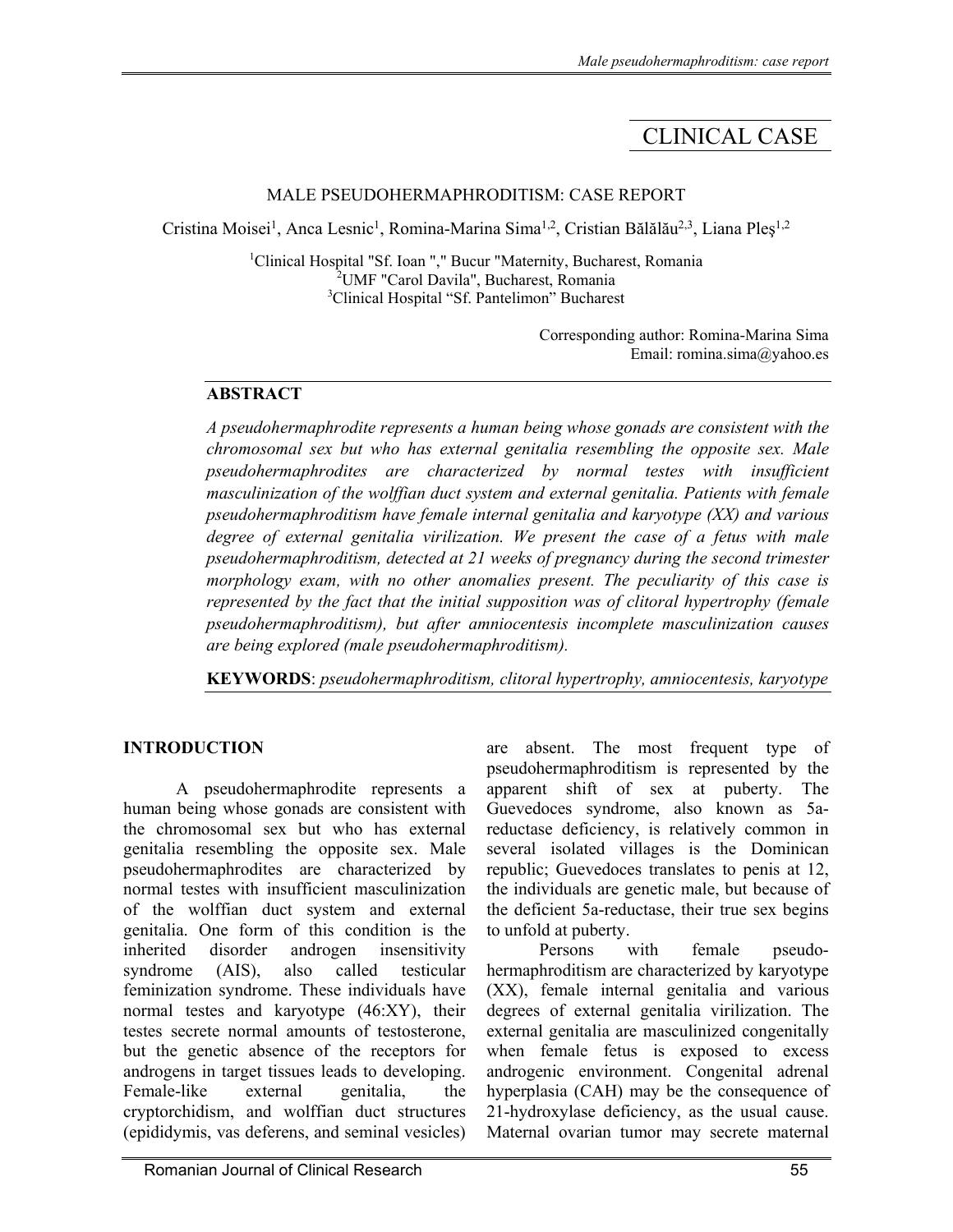# CLINICAL CASE

## MALE PSEUDOHERMAPHRODITISM: CASE REPORT

Cristina Moisei[1], Anca Lesnic[1], Romina-Marina Sima[1,2], Cristian Bălălău[2,3], Liana Pleş[1,2]

[1]Clinical Hospital "Sf. Ioan "," Bucur "Maternity, Bucharest, Romania
[2]UMF "Carol Davila", Bucharest, Romania
[3]Clinical Hospital "Sf. Pantelimon" Bucharest

Corresponding author: Romina-Marina Sima
Email: romina.sima@yahoo.es

### ABSTRACT

*A pseudohermaphrodite represents a human being whose gonads are consistent with the chromosomal sex but who has external genitalia resembling the opposite sex. Male pseudohermaphrodites are characterized by normal testes with insufficient masculinization of the wolffian duct system and external genitalia. Patients with female pseudohermaphroditism have female internal genitalia and karyotype (XX) and various degree of external genitalia virilization. We present the case of a fetus with male pseudohermaphroditism, detected at 21 weeks of pregnancy during the second trimester morphology exam, with no other anomalies present. The peculiarity of this case is represented by the fact that the initial supposition was of clitoral hypertrophy (female pseudohermaphroditism), but after amniocentesis incomplete masculinization causes are being explored (male pseudohermaphroditism).*

**KEYWORDS**: *pseudohermaphroditism, clitoral hypertrophy, amniocentesis, karyotype*

### INTRODUCTION

A pseudohermaphrodite represents a human being whose gonads are consistent with the chromosomal sex but who has external genitalia resembling the opposite sex. Male pseudohermaphrodites are characterized by normal testes with insufficient masculinization of the wolffian duct system and external genitalia. One form of this condition is the inherited disorder androgen insensitivity syndrome (AIS), also called testicular feminization syndrome. These individuals have normal testes and karyotype (46:XY), their testes secrete normal amounts of testosterone, but the genetic absence of the receptors for androgens in target tissues leads to developing. Female-like external genitalia, the cryptorchidism, and wolffian duct structures (epididymis, vas deferens, and seminal vesicles) are absent. The most frequent type of pseudohermaphroditism is represented by the apparent shift of sex at puberty. The Guevedoces syndrome, also known as 5a-reductase deficiency, is relatively common in several isolated villages is the Dominican republic; Guevedoces translates to penis at 12, the individuals are genetic male, but because of the deficient 5a-reductase, their true sex begins to unfold at puberty.

Persons with female pseudo-hermaphroditism are characterized by karyotype (XX), female internal genitalia and various degrees of external genitalia virilization. The external genitalia are masculinized congenitally when female fetus is exposed to excess androgenic environment. Congenital adrenal hyperplasia (CAH) may be the consequence of 21-hydroxylase deficiency, as the usual cause. Maternal ovarian tumor may secrete maternal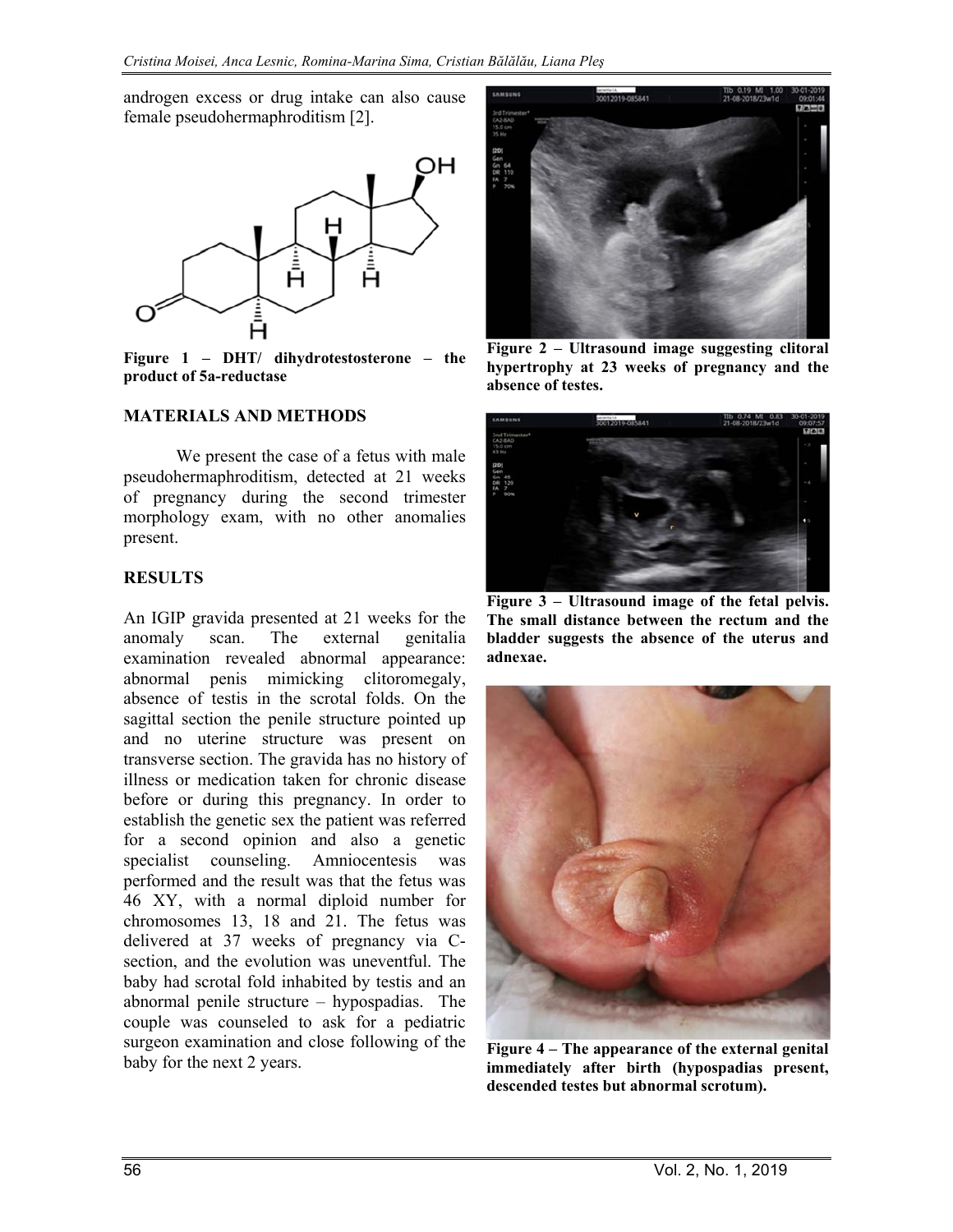androgen excess or drug intake can also cause female pseudohermaphroditism [2].

**Figure 1 – DHT/ dihydrotestosterone – the product of 5a-reductase**

## MATERIALS AND METHODS

We present the case of a fetus with male pseudohermaphroditism, detected at 21 weeks of pregnancy during the second trimester morphology exam, with no other anomalies present.

## RESULTS

An IGIP gravida presented at 21 weeks for the anomaly scan. The external genitalia examination revealed abnormal appearance: abnormal penis mimicking clitoromegaly, absence of testis in the scrotal folds. On the sagittal section the penile structure pointed up and no uterine structure was present on transverse section. The gravida has no history of illness or medication taken for chronic disease before or during this pregnancy. In order to establish the genetic sex the patient was referred for a second opinion and also a genetic specialist counseling. Amniocentesis was performed and the result was that the fetus was 46 XY, with a normal diploid number for chromosomes 13, 18 and 21. The fetus was delivered at 37 weeks of pregnancy via C-section, and the evolution was uneventful. The baby had scrotal fold inhabited by testis and an abnormal penile structure – hypospadias. The couple was counseled to ask for a pediatric surgeon examination and close following of the baby for the next 2 years.

**Figure 2 – Ultrasound image suggesting clitoral hypertrophy at 23 weeks of pregnancy and the absence of testes.**

**Figure 3 – Ultrasound image of the fetal pelvis. The small distance between the rectum and the bladder suggests the absence of the uterus and adnexae.**

**Figure 4 – The appearance of the external genital immediately after birth (hypospadias present, descended testes but abnormal scrotum).**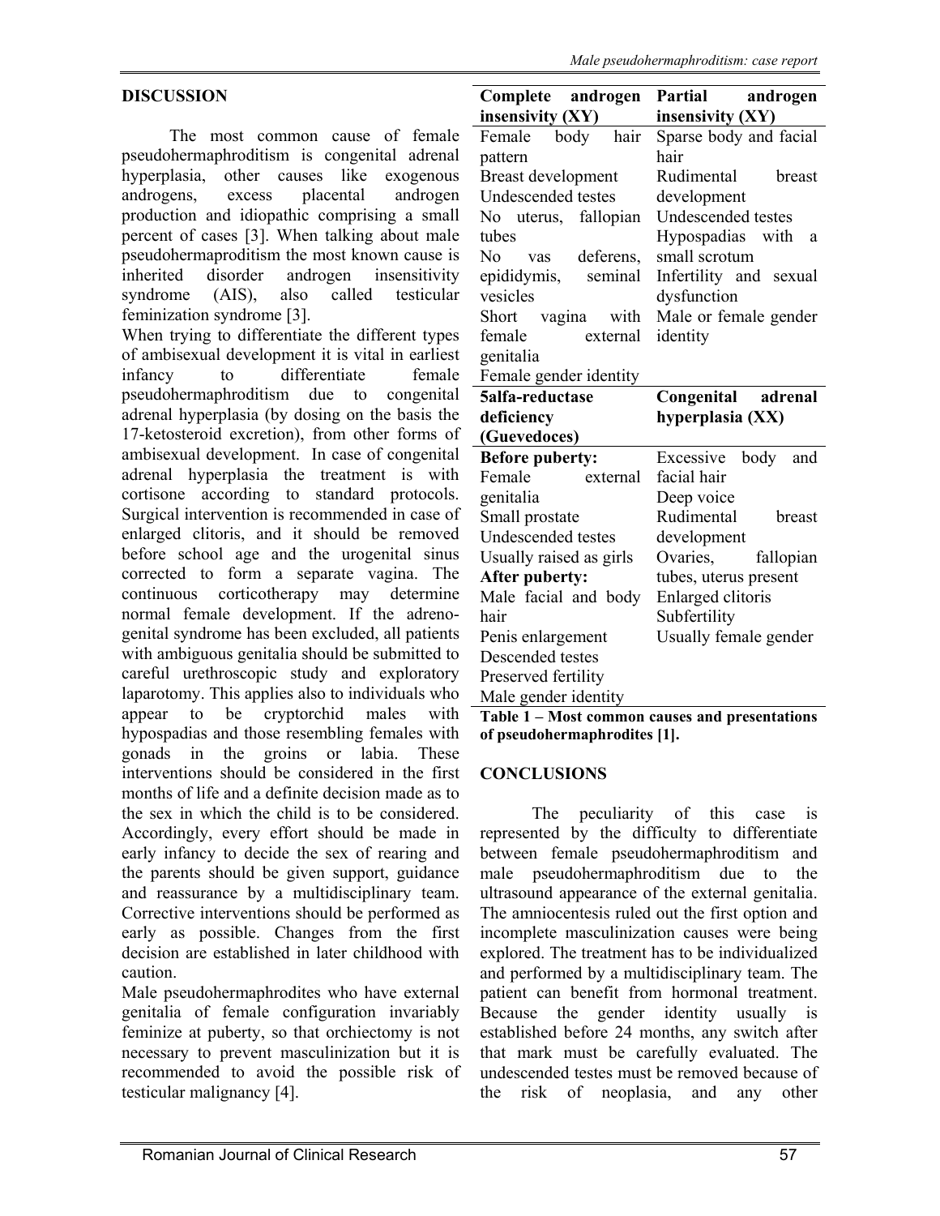## DISCUSSION

The most common cause of female pseudohermaphroditism is congenital adrenal hyperplasia, other causes like exogenous androgens, excess placental androgen production and idiopathic comprising a small percent of cases [3]. When talking about male pseudohermaproditism the most known cause is inherited disorder androgen insensitivity syndrome (AIS), also called testicular feminization syndrome [3].

When trying to differentiate the different types of ambisexual development it is vital in earliest infancy to differentiate female pseudohermaphroditism due to congenital adrenal hyperplasia (by dosing on the basis the 17-ketosteroid excretion), from other forms of ambisexual development. In case of congenital adrenal hyperplasia the treatment is with cortisone according to standard protocols. Surgical intervention is recommended in case of enlarged clitoris, and it should be removed before school age and the urogenital sinus corrected to form a separate vagina. The continuous corticotherapy may determine normal female development. If the adreno-genital syndrome has been excluded, all patients with ambiguous genitalia should be submitted to careful urethroscopic study and exploratory laparotomy. This applies also to individuals who appear to be cryptorchid males with hypospadias and those resembling females with gonads in the groins or labia. These interventions should be considered in the first months of life and a definite decision made as to the sex in which the child is to be considered. Accordingly, every effort should be made in early infancy to decide the sex of rearing and the parents should be given support, guidance and reassurance by a multidisciplinary team. Corrective interventions should be performed as early as possible. Changes from the first decision are established in later childhood with caution.

Male pseudohermaphrodites who have external genitalia of female configuration invariably feminize at puberty, so that orchiectomy is not necessary to prevent masculinization but it is recommended to avoid the possible risk of testicular malignancy [4].

| **Complete androgen insensivity (XY)** | **Partial androgen insensivity (XY)** |
|---|---|
| Female body hair pattern<br>Breast development<br>Undescended testes<br>No uterus, fallopian tubes<br>No vas deferens, epididymis, seminal vesicles<br>Short vagina with female external genitalia<br>Female gender identity | Sparse body and facial hair<br>Rudimental breast development<br>Undescended testes<br>Hypospadias with a small scrotum<br>Infertility and sexual dysfunction<br>Male or female gender identity |
| **5alfa-reductase deficiency (Guevedoces)** | **Congenital adrenal hyperplasia (XX)** |
| **Before puberty:**<br>Female external genitalia<br>Small prostate<br>Undescended testes<br>Usually raised as girls<br>**After puberty:**<br>Male facial and body hair<br>Penis enlargement<br>Descended testes<br>Preserved fertility<br>Male gender identity | Excessive body and facial hair<br>Deep voice<br>Rudimental breast development<br>Ovaries, fallopian tubes, uterus present<br>Enlarged clitoris<br>Subfertility<br>Usually female gender |

**Table 1 – Most common causes and presentations of pseudohermaphrodites [1].**

## CONCLUSIONS

The peculiarity of this case is represented by the difficulty to differentiate between female pseudohermaphroditism and male pseudohermaphroditism due to the ultrasound appearance of the external genitalia. The amniocentesis ruled out the first option and incomplete masculinization causes were being explored. The treatment has to be individualized and performed by a multidisciplinary team. The patient can benefit from hormonal treatment. Because the gender identity usually is established before 24 months, any switch after that mark must be carefully evaluated. The undescended testes must be removed because of the risk of neoplasia, and any other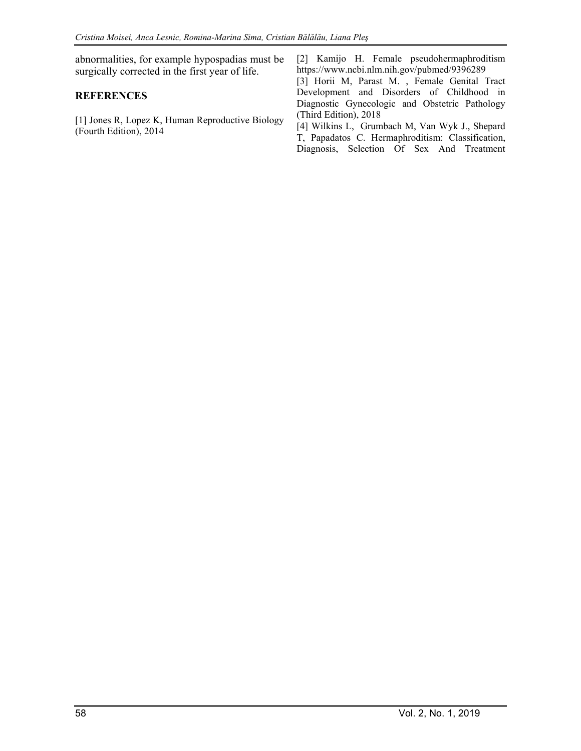abnormalities, for example hypospadias must be surgically corrected in the first year of life.

## REFERENCES

[1] Jones R, Lopez K, Human Reproductive Biology (Fourth Edition), 2014

[2] Kamijo H. Female pseudohermaphroditism https://www.ncbi.nlm.nih.gov/pubmed/9396289

[3] Horii M, Parast M. , Female Genital Tract Development and Disorders of Childhood in Diagnostic Gynecologic and Obstetric Pathology (Third Edition), 2018

[4] Wilkins L, Grumbach M, Van Wyk J., Shepard T, Papadatos C. Hermaphroditism: Classification, Diagnosis, Selection Of Sex And Treatment